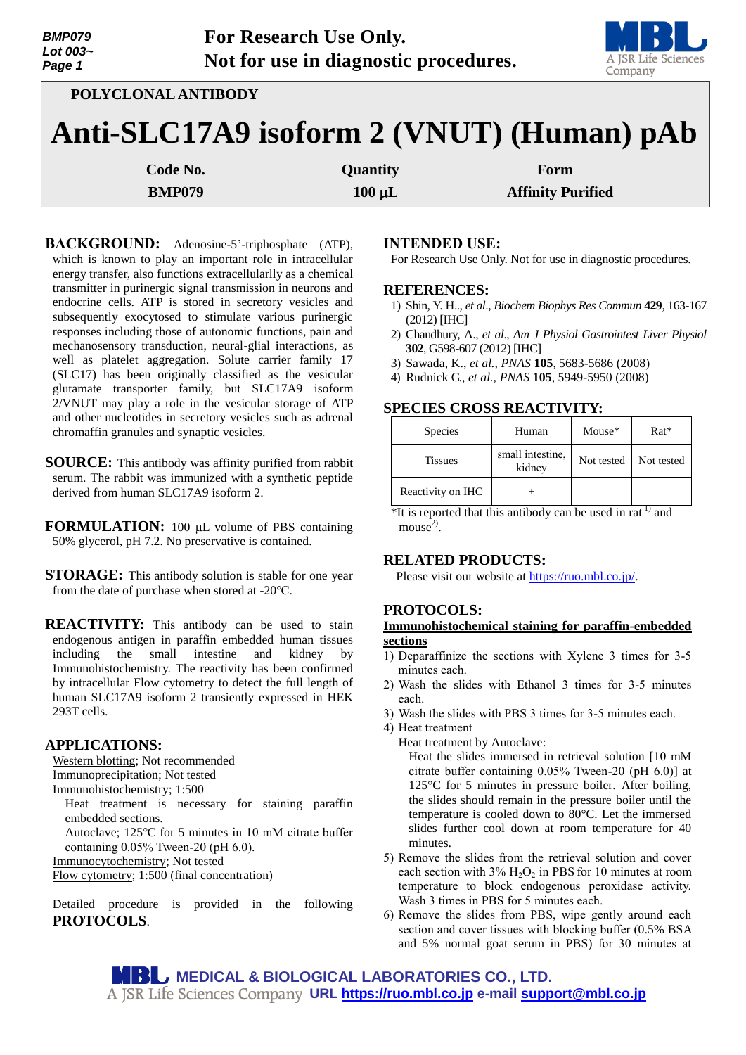For Research Use Only.
Not for use in diagnostic procedures.

POLYCLONAL ANTIBODY

# Anti-SLC17A9 isoform 2 (VNUT) (Human) pAb

| Code No. | Quantity | Form |
|---|---|---|
| BMP079 | 100 µL | Affinity Purified |

**BACKGROUND:** Adenosine-5'-triphosphate (ATP), which is known to play an important role in intracellular energy transfer, also functions extracellularlly as a chemical transmitter in purinergic signal transmission in neurons and endocrine cells. ATP is stored in secretory vesicles and subsequently exocytosed to stimulate various purinergic responses including those of autonomic functions, pain and mechanosensory transduction, neural-glial interactions, as well as platelet aggregation. Solute carrier family 17 (SLC17) has been originally classified as the vesicular glutamate transporter family, but SLC17A9 isoform 2/VNUT may play a role in the vesicular storage of ATP and other nucleotides in secretory vesicles such as adrenal chromaffin granules and synaptic vesicles.

**SOURCE:** This antibody was affinity purified from rabbit serum. The rabbit was immunized with a synthetic peptide derived from human SLC17A9 isoform 2.

**FORMULATION:** 100 µL volume of PBS containing 50% glycerol, pH 7.2. No preservative is contained.

**STORAGE:** This antibody solution is stable for one year from the date of purchase when stored at -20°C.

**REACTIVITY:** This antibody can be used to stain endogenous antigen in paraffin embedded human tissues including the small intestine and kidney by Immunohistochemistry. The reactivity has been confirmed by intracellular Flow cytometry to detect the full length of human SLC17A9 isoform 2 transiently expressed in HEK 293T cells.

**APPLICATIONS:**

Western blotting; Not recommended
Immunoprecipitation; Not tested
Immunohistochemistry; 1:500
  Heat treatment is necessary for staining paraffin embedded sections.
  Autoclave; 125°C for 5 minutes in 10 mM citrate buffer containing 0.05% Tween-20 (pH 6.0).
Immunocytochemistry; Not tested
Flow cytometry; 1:500 (final concentration)

Detailed procedure is provided in the following **PROTOCOLS**.

**INTENDED USE:**

For Research Use Only. Not for use in diagnostic procedures.

**REFERENCES:**

1) Shin, Y. H., *et al*., *Biochem Biophys Res Commun* **429**, 163-167 (2012) [IHC]
2) Chaudhury, A., *et al*., *Am J Physiol Gastrointest Liver Physiol* **302**, G598-607 (2012) [IHC]
3) Sawada, K., *et al., PNAS* **105**, 5683-5686 (2008)
4) Rudnick G., *et al., PNAS* **105**, 5949-5950 (2008)

**SPECIES CROSS REACTIVITY:**

| Species | Human | Mouse* | Rat* |
|---|---|---|---|
| Tissues | small intestine, kidney | Not tested | Not tested |
| Reactivity on IHC | + | | |

*It is reported that this antibody can be used in rat [1] and mouse[2].

**RELATED PRODUCTS:**

Please visit our website at https://ruo.mbl.co.jp/.

**PROTOCOLS:**

**Immunohistochemical staining for paraffin-embedded sections**

1) Deparaffinize the sections with Xylene 3 times for 3-5 minutes each.
2) Wash the slides with Ethanol 3 times for 3-5 minutes each.
3) Wash the slides with PBS 3 times for 3-5 minutes each.
4) Heat treatment
   Heat treatment by Autoclave:
   Heat the slides immersed in retrieval solution [10 mM citrate buffer containing 0.05% Tween-20 (pH 6.0)] at 125°C for 5 minutes in pressure boiler. After boiling, the slides should remain in the pressure boiler until the temperature is cooled down to 80°C. Let the immersed slides further cool down at room temperature for 40 minutes.
5) Remove the slides from the retrieval solution and cover each section with 3% $H_2O_2$ in PBS for 10 minutes at room temperature to block endogenous peroxidase activity. Wash 3 times in PBS for 5 minutes each.
6) Remove the slides from PBS, wipe gently around each section and cover tissues with blocking buffer (0.5% BSA and 5% normal goat serum in PBS) for 30 minutes at

MEDICAL & BIOLOGICAL LABORATORIES CO., LTD.
A JSR Life Sciences Company URL https://ruo.mbl.co.jp e-mail support@mbl.co.jp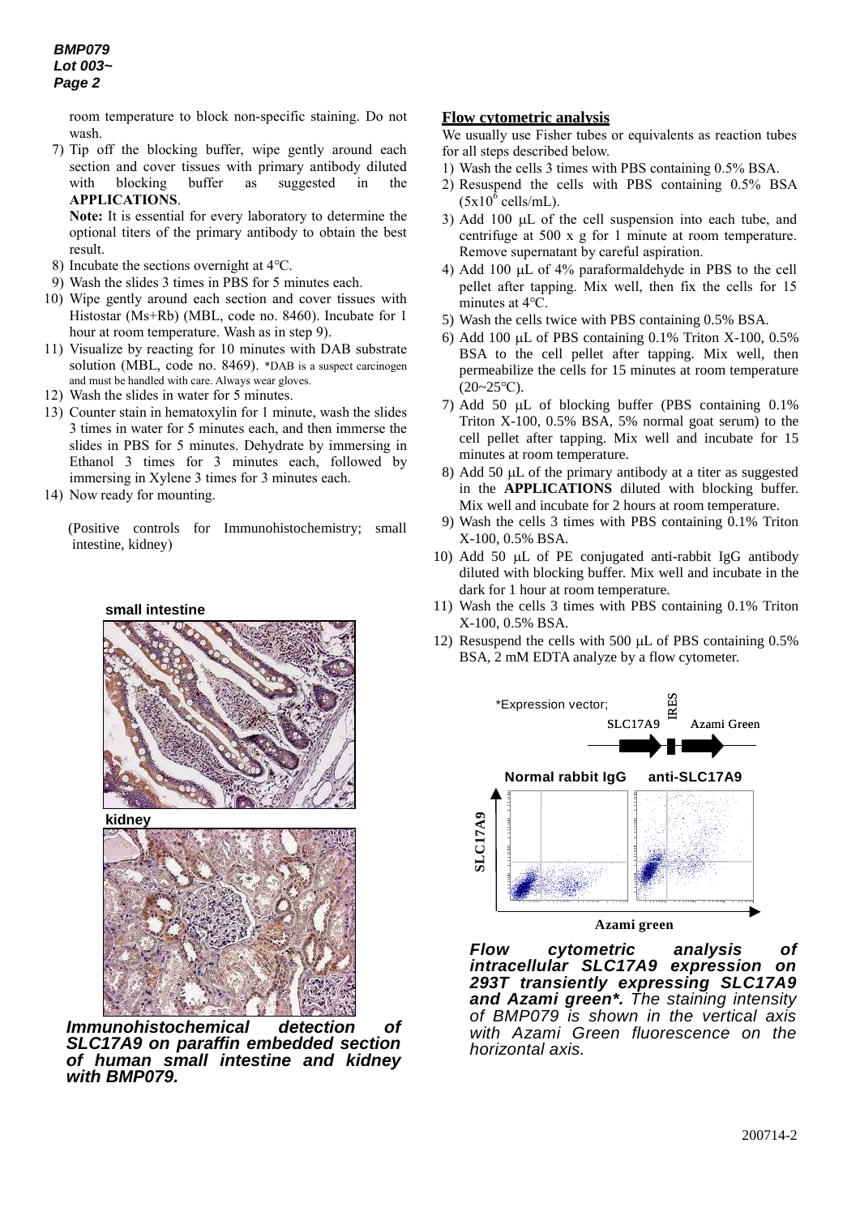room temperature to block non-specific staining. Do not wash.

7) Tip off the blocking buffer, wipe gently around each section and cover tissues with primary antibody diluted with blocking buffer as suggested in the **APPLICATIONS**.
   **Note:** It is essential for every laboratory to determine the optional titers of the primary antibody to obtain the best result.
8) Incubate the sections overnight at 4°C.
9) Wash the slides 3 times in PBS for 5 minutes each.
10) Wipe gently around each section and cover tissues with Histostar (Ms+Rb) (MBL, code no. 8460). Incubate for 1 hour at room temperature. Wash as in step 9).
11) Visualize by reacting for 10 minutes with DAB substrate solution (MBL, code no. 8469). *DAB is a suspect carcinogen and must be handled with care. Always wear gloves.
12) Wash the slides in water for 5 minutes.
13) Counter stain in hematoxylin for 1 minute, wash the slides 3 times in water for 5 minutes each, and then immerse the slides in PBS for 5 minutes. Dehydrate by immersing in Ethanol 3 times for 3 minutes each, followed by immersing in Xylene 3 times for 3 minutes each.
14) Now ready for mounting.

(Positive controls for Immunohistochemistry; small intestine, kidney)

small intestine

kidney

***Immunohistochemical detection of SLC17A9 on paraffin embedded section of human small intestine and kidney with BMP079.***

## Flow cytometric analysis

We usually use Fisher tubes or equivalents as reaction tubes for all steps described below.

1) Wash the cells 3 times with PBS containing 0.5% BSA.
2) Resuspend the cells with PBS containing 0.5% BSA ($5x10^6$ cells/mL).
3) Add 100 μL of the cell suspension into each tube, and centrifuge at 500 x g for 1 minute at room temperature. Remove supernatant by careful aspiration.
4) Add 100 μL of 4% paraformaldehyde in PBS to the cell pellet after tapping. Mix well, then fix the cells for 15 minutes at 4°C.
5) Wash the cells twice with PBS containing 0.5% BSA.
6) Add 100 μL of PBS containing 0.1% Triton X-100, 0.5% BSA to the cell pellet after tapping. Mix well, then permeabilize the cells for 15 minutes at room temperature (20~25°C).
7) Add 50 μL of blocking buffer (PBS containing 0.1% Triton X-100, 0.5% BSA, 5% normal goat serum) to the cell pellet after tapping. Mix well and incubate for 15 minutes at room temperature.
8) Add 50 μL of the primary antibody at a titer as suggested in the **APPLICATIONS** diluted with blocking buffer. Mix well and incubate for 2 hours at room temperature.
9) Wash the cells 3 times with PBS containing 0.1% Triton X-100, 0.5% BSA.
10) Add 50 μL of PE conjugated anti-rabbit IgG antibody diluted with blocking buffer. Mix well and incubate in the dark for 1 hour at room temperature.
11) Wash the cells 3 times with PBS containing 0.1% Triton X-100, 0.5% BSA.
12) Resuspend the cells with 500 μL of PBS containing 0.5% BSA, 2 mM EDTA analyze by a flow cytometer.

*Expression vector;
SLC17A9
IRES
Azami Green

Normal rabbit IgG
anti-SLC17A9
SLC17A9
Azami green

***Flow cytometric analysis of intracellular SLC17A9 expression on 293T transiently expressing SLC17A9 and Azami green\*.*** *The staining intensity of BMP079 is shown in the vertical axis with Azami Green fluorescence on the horizontal axis.*